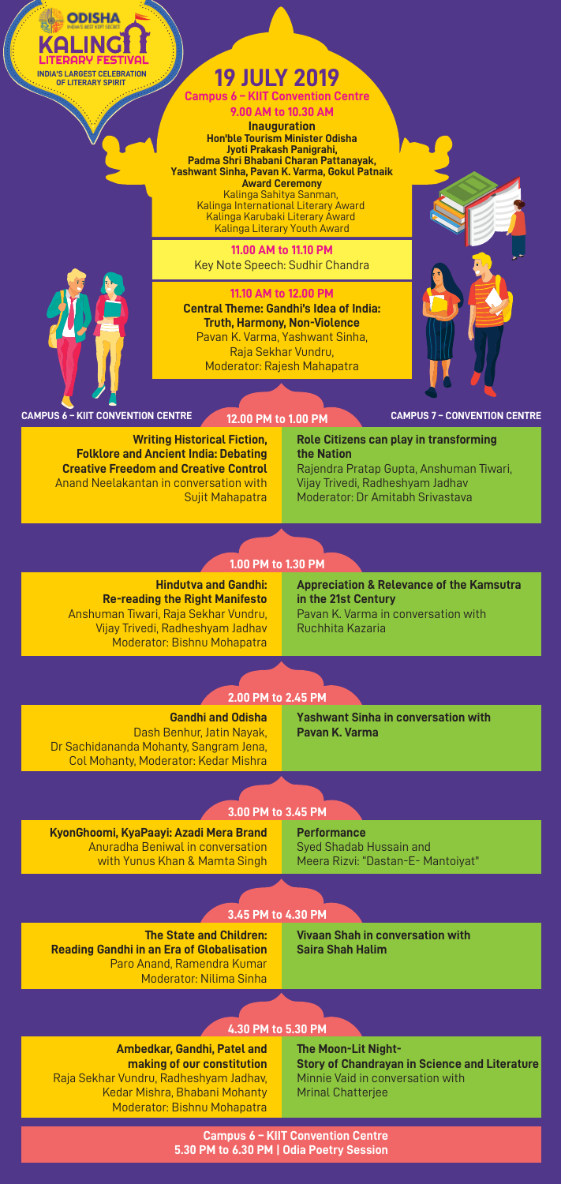**ODISHA**
INDIA'S BEST KEPT SECRET

**KALINGA LITERARY FESTIVAL**
INDIA'S LARGEST CELEBRATION OF LITERARY SPIRIT

# 19 JULY 2019

**Campus 6 – KIIT Convention Centre**

**9.00 AM to 10.30 AM**

**Inauguration**
**Hon'ble Tourism Minister Odisha Jyoti Prakash Panigrahi, Padma Shri Bhabani Charan Pattanayak, Yashwant Sinha, Pavan K. Varma, Gokul Patnaik**

**Award Ceremony**
Kalinga Sahitya Sanman,
Kalinga International Literary Award
Kalinga Karubaki Literary Award
Kalinga Literary Youth Award

**11.00 AM to 11.10 PM**
Key Note Speech: Sudhir Chandra

**11.10 AM to 12.00 PM**
**Central Theme: Gandhi's Idea of India: Truth, Harmony, Non-Violence**
Pavan K. Varma, Yashwant Sinha, Raja Sekhar Vundru,
Moderator: Rajesh Mahapatra

## 12.00 PM to 1.00 PM

**CAMPUS 6 – KIIT CONVENTION CENTRE**

**Writing Historical Fiction, Folklore and Ancient India: Debating Creative Freedom and Creative Control**
Anand Neelakantan in conversation with Sujit Mahapatra

**CAMPUS 7 – CONVENTION CENTRE**

**Role Citizens can play in transforming the Nation**
Rajendra Pratap Gupta, Anshuman Tiwari, Vijay Trivedi, Radheshyam Jadhav
Moderator: Dr Amitabh Srivastava

## 1.00 PM to 1.30 PM

**Hindutva and Gandhi: Re-reading the Right Manifesto**
Anshuman Tiwari, Raja Sekhar Vundru, Vijay Trivedi, Radheshyam Jadhav
Moderator: Bishnu Mohapatra

**Appreciation & Relevance of the Kamsutra in the 21st Century**
Pavan K. Varma in conversation with Ruchhita Kazaria

## 2.00 PM to 2.45 PM

**Gandhi and Odisha**
Dash Benhur, Jatin Nayak, Dr Sachidananda Mohanty, Sangram Jena, Col Mohanty, Moderator: Kedar Mishra

**Yashwant Sinha in conversation with Pavan K. Varma**

## 3.00 PM to 3.45 PM

**KyonGhoomi, KyaPaayi: Azadi Mera Brand**
Anuradha Beniwal in conversation with Yunus Khan & Mamta Singh

**Performance**
Syed Shadab Hussain and Meera Rizvi: "Dastan-E- Mantoiyat"

## 3.45 PM to 4.30 PM

**The State and Children: Reading Gandhi in an Era of Globalisation**
Paro Anand, Ramendra Kumar
Moderator: Nilima Sinha

**Vivaan Shah in conversation with Saira Shah Halim**

## 4.30 PM to 5.30 PM

**Ambedkar, Gandhi, Patel and making of our constitution**
Raja Sekhar Vundru, Radheshyam Jadhav, Kedar Mishra, Bhabani Mohanty
Moderator: Bishnu Mohapatra

**The Moon-Lit Night- Story of Chandrayan in Science and Literature**
Minnie Vaid in conversation with Mrinal Chatterjee

**Campus 6 – KIIT Convention Centre**
**5.30 PM to 6.30 PM | Odia Poetry Session**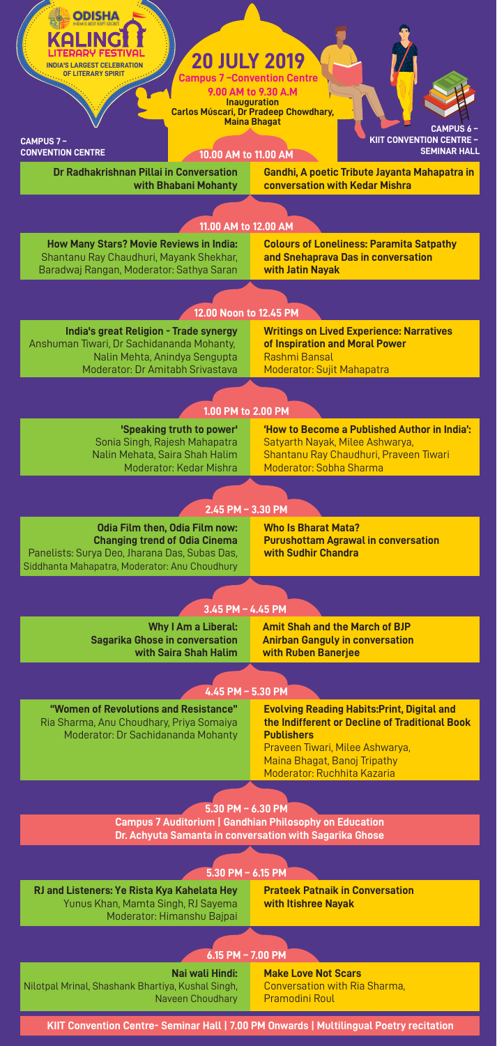**ODISHA**

# KALINGA LITERARY FESTIVAL

INDIA'S LARGEST CELEBRATION OF LITERARY SPIRIT

## 20 JULY 2019

**Campus 7 –Convention Centre**

**9.00 AM to 9.30 A.M**

**Inauguration**

**Carlos Múscari, Dr Pradeep Chowdhary, Maina Bhagat**

| CAMPUS 7 – CONVENTION CENTRE | CAMPUS 6 – KIIT CONVENTION CENTRE – SEMINAR HALL |
|---|---|
| **10.00 AM to 11.00 AM** | |
| **Dr Radhakrishnan Pillai in Conversation with Bhabani Mohanty** | **Gandhi, A poetic Tribute Jayanta Mahapatra in conversation with Kedar Mishra** |
| **11.00 AM to 12.00 AM** | |
| **How Many Stars? Movie Reviews in India:** Shantanu Ray Chaudhuri, Mayank Shekhar, Baradwaj Rangan, Moderator: Sathya Saran | **Colours of Loneliness: Paramita Satpathy and Snehaprava Das in conversation with Jatin Nayak** |
| **12.00 Noon to 12.45 PM** | |
| **India's great Religion - Trade synergy** Anshuman Tiwari, Dr Sachidananda Mohanty, Nalin Mehta, Anindya Sengupta Moderator: Dr Amitabh Srivastava | **Writings on Lived Experience: Narratives of Inspiration and Moral Power** Rashmi Bansal Moderator: Sujit Mahapatra |
| **1.00 PM to 2.00 PM** | |
| **'Speaking truth to power'** Sonia Singh, Rajesh Mahapatra Nalin Mehata, Saira Shah Halim Moderator: Kedar Mishra | **'How to Become a Published Author in India':** Satyarth Nayak, Milee Ashwarya, Shantanu Ray Chaudhuri, Praveen Tiwari Moderator: Sobha Sharma |
| **2.45 PM – 3.30 PM** | |
| **Odia Film then, Odia Film now: Changing trend of Odia Cinema** Panelists: Surya Deo, Jharana Das, Subas Das, Siddhanta Mahapatra, Moderator: Anu Choudhury | **Who Is Bharat Mata? Purushottam Agrawal in conversation with Sudhir Chandra** |
| **3.45 PM – 4.45 PM** | |
| **Why I Am a Liberal: Sagarika Ghose in conversation with Saira Shah Halim** | **Amit Shah and the March of BJP Anirban Ganguly in conversation with Ruben Banerjee** |
| **4.45 PM – 5.30 PM** | |
| **"Women of Revolutions and Resistance"** Ria Sharma, Anu Choudhary, Priya Somaiya Moderator: Dr Sachidananda Mohanty | **Evolving Reading Habits:Print, Digital and the Indifferent or Decline of Traditional Book Publishers** Praveen Tiwari, Milee Ashwarya, Maina Bhagat, Banoj Tripathy Moderator: Ruchhita Kazaria |

**5.30 PM – 6.30 PM**

**Campus 7 Auditorium | Gandhian Philosophy on Education**
**Dr. Achyuta Samanta in conversation with Sagarika Ghose**

| CAMPUS 7 – CONVENTION CENTRE | CAMPUS 6 – KIIT CONVENTION CENTRE – SEMINAR HALL |
|---|---|
| **5.30 PM – 6.15 PM** | |
| **RJ and Listeners: Ye Rista Kya Kahelata Hey** Yunus Khan, Mamta Singh, RJ Sayema Moderator: Himanshu Bajpai | **Prateek Patnaik in Conversation with Itishree Nayak** |
| **6.15 PM – 7.00 PM** | |
| **Nai wali Hindi:** Nilotpal Mrinal, Shashank Bhartiya, Kushal Singh, Naveen Choudhary | **Make Love Not Scars** Conversation with Ria Sharma, Pramodini Roul |

**KIIT Convention Centre- Seminar Hall | 7.00 PM Onwards | Multilingual Poetry recitation**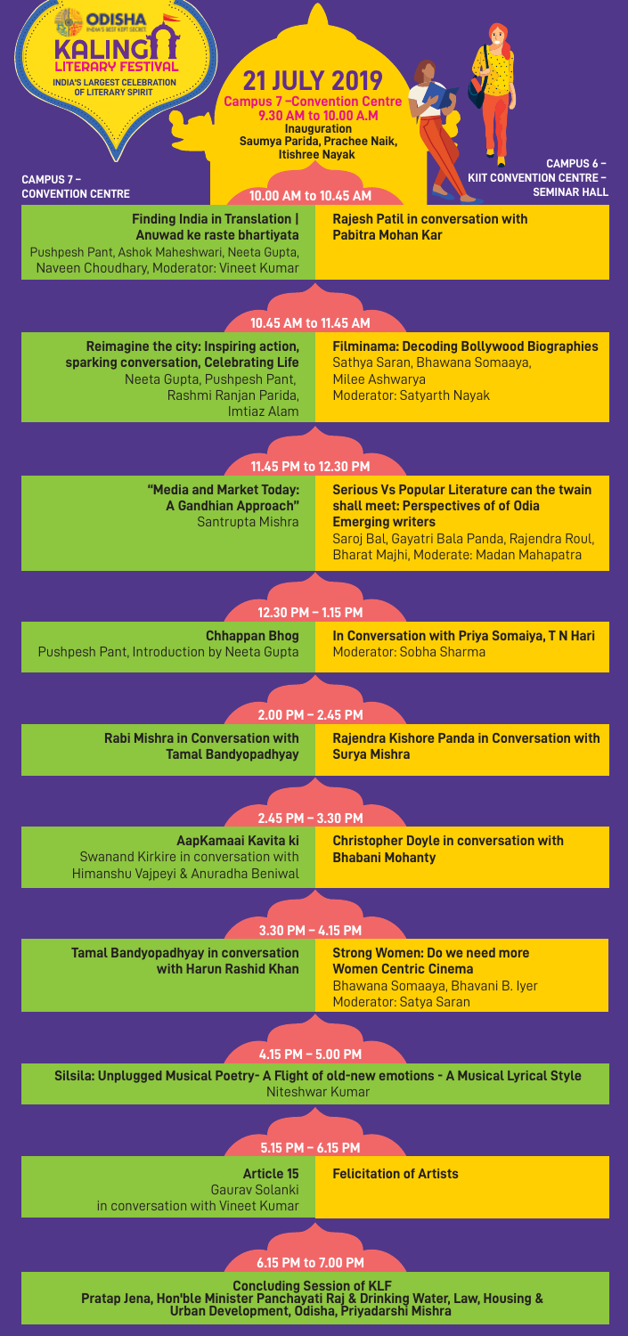ODISHA

KALINGA LITERARY FESTIVAL

INDIA'S LARGEST CELEBRATION OF LITERARY SPIRIT

# 21 JULY 2019

**Campus 7 –Convention Centre**
**9.30 AM to 10.00 A.M**
**Inauguration**
**Saumya Parida, Prachee Naik, Itishree Nayak**

| CAMPUS 7 – CONVENTION CENTRE | CAMPUS 6 – KIIT CONVENTION CENTRE – SEMINAR HALL |
|---|---|
| **10.00 AM to 10.45 AM** | |
| **Finding India in Translation \| Anuwad ke raste bhartiyata** Pushpesh Pant, Ashok Maheshwari, Neeta Gupta, Naveen Choudhary, Moderator: Vineet Kumar | **Rajesh Patil in conversation with Pabitra Mohan Kar** |
| **10.45 AM to 11.45 AM** | |
| **Reimagine the city: Inspiring action, sparking conversation, Celebrating Life** Neeta Gupta, Pushpesh Pant, Rashmi Ranjan Parida, Imtiaz Alam | **Filminama: Decoding Bollywood Biographies** Sathya Saran, Bhawana Somaaya, Milee Ashwarya Moderator: Satyarth Nayak |
| **11.45 PM to 12.30 PM** | |
| **"Media and Market Today: A Gandhian Approach"** Santrupta Mishra | **Serious Vs Popular Literature can the twain shall meet: Perspectives of of Odia Emerging writers** Saroj Bal, Gayatri Bala Panda, Rajendra Roul, Bharat Majhi, Moderate: Madan Mahapatra |
| **12.30 PM – 1.15 PM** | |
| **Chhappan Bhog** Pushpesh Pant, Introduction by Neeta Gupta | **In Conversation with Priya Somaiya, T N Hari** Moderator: Sobha Sharma |
| **2.00 PM – 2.45 PM** | |
| **Rabi Mishra in Conversation with Tamal Bandyopadhyay** | **Rajendra Kishore Panda in Conversation with Surya Mishra** |
| **2.45 PM – 3.30 PM** | |
| **AapKamaai Kavita ki** Swanand Kirkire in conversation with Himanshu Vajpeyi & Anuradha Beniwal | **Christopher Doyle in conversation with Bhabani Mohanty** |
| **3.30 PM – 4.15 PM** | |
| **Tamal Bandyopadhyay in conversation with Harun Rashid Khan** | **Strong Women: Do we need more Women Centric Cinema** Bhawana Somaaya, Bhavani B. Iyer Moderator: Satya Saran |

**4.15 PM – 5.00 PM**

**Silsila: Unplugged Musical Poetry- A Flight of old-new emotions - A Musical Lyrical Style**
Niteshwar Kumar

| | |
|---|---|
| **5.15 PM – 6.15 PM** | |
| **Article 15** Gaurav Solanki in conversation with Vineet Kumar | **Felicitation of Artists** |

**6.15 PM to 7.00 PM**

**Concluding Session of KLF**
**Pratap Jena, Hon'ble Minister Panchayati Raj & Drinking Water, Law, Housing & Urban Development, Odisha, Priyadarshi Mishra**